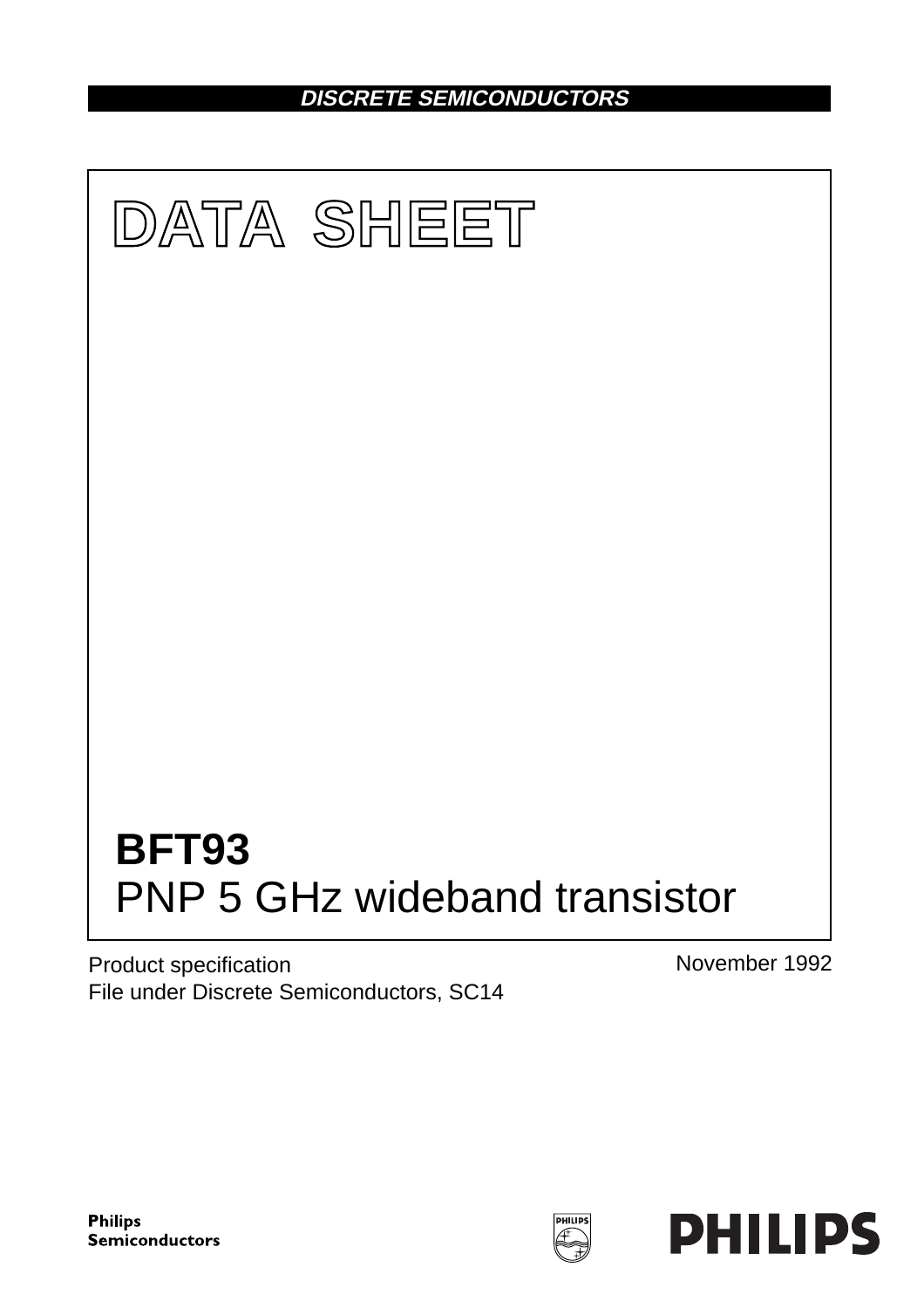DISCRETE SEMICONDUCTORS

# DATA SHEET

# BFT93
## PNP 5 GHz wideband transistor

Product specification
File under Discrete Semiconductors, SC14

November 1992

Philips
Semiconductors

PHILIPS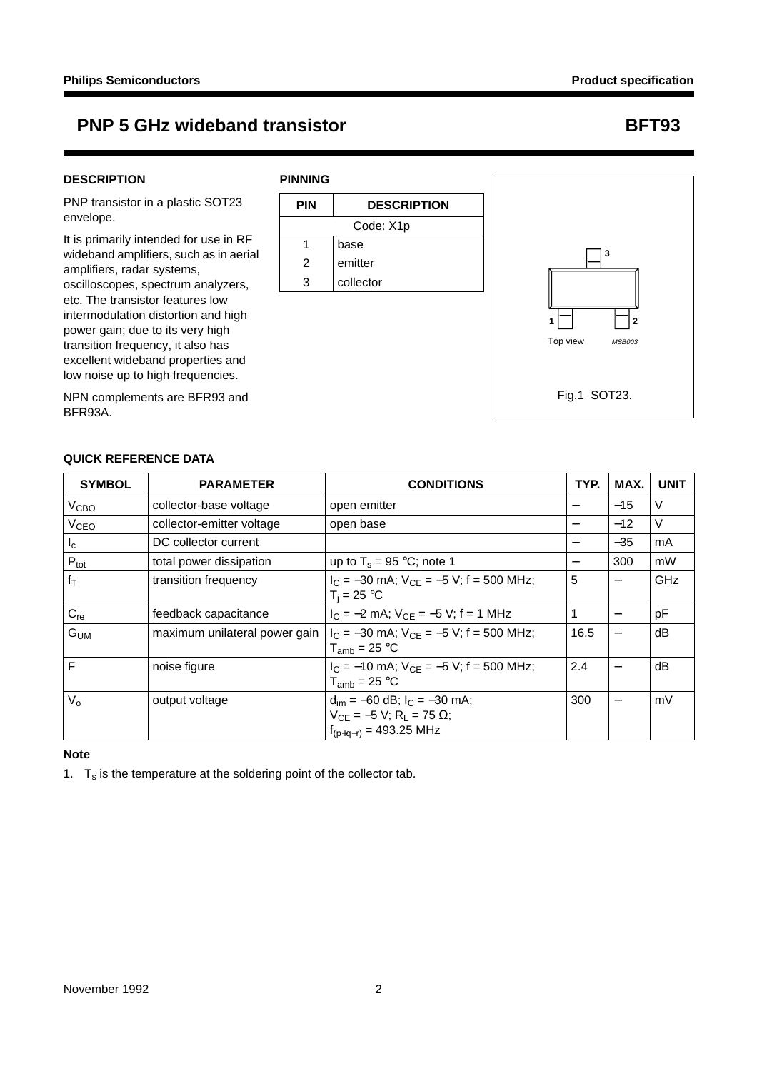# PNP 5 GHz wideband transistor — BFT93

## DESCRIPTION

PNP transistor in a plastic SOT23 envelope.

It is primarily intended for use in RF wideband amplifiers, such as in aerial amplifiers, radar systems, oscilloscopes, spectrum analyzers, etc. The transistor features low intermodulation distortion and high power gain; due to its very high transition frequency, it also has excellent wideband properties and low noise up to high frequencies.

NPN complements are BFR93 and BFR93A.

## PINNING

| PIN | DESCRIPTION |
|---|---|
| Code: X1p | |
| 1 | base |
| 2 | emitter |
| 3 | collector |

3

1 2

Top view MSB003

Fig.1 SOT23.

## QUICK REFERENCE DATA

| SYMBOL | PARAMETER | CONDITIONS | TYP. | MAX. | UNIT |
|---|---|---|---|---|---|
| $V_{CBO}$ | collector-base voltage | open emitter | – | –15 | V |
| $V_{CEO}$ | collector-emitter voltage | open base | – | –12 | V |
| $I_c$ | DC collector current | | – | –35 | mA |
| $P_{tot}$ | total power dissipation | up to $T_s$ = 95 °C; note 1 | – | 300 | mW |
| $f_T$ | transition frequency | $I_C$ = –30 mA; $V_{CE}$ = –5 V; f = 500 MHz; $T_j$ = 25 °C | 5 | – | GHz |
| $C_{re}$ | feedback capacitance | $I_C$ = –2 mA; $V_{CE}$ = –5 V; f = 1 MHz | 1 | – | pF |
| $G_{UM}$ | maximum unilateral power gain | $I_C$ = –30 mA; $V_{CE}$ = –5 V; f = 500 MHz; $T_{amb}$ = 25 °C | 16.5 | – | dB |
| F | noise figure | $I_C$ = –10 mA; $V_{CE}$ = –5 V; f = 500 MHz; $T_{amb}$ = 25 °C | 2.4 | – | dB |
| $V_o$ | output voltage | $d_{im}$ = –60 dB; $I_C$ = –30 mA; $V_{CE}$ = –5 V; $R_L$ = 75 Ω; $f_{(p+q-r)}$ = 493.25 MHz | 300 | – | mV |

### Note

1. $T_s$ is the temperature at the soldering point of the collector tab.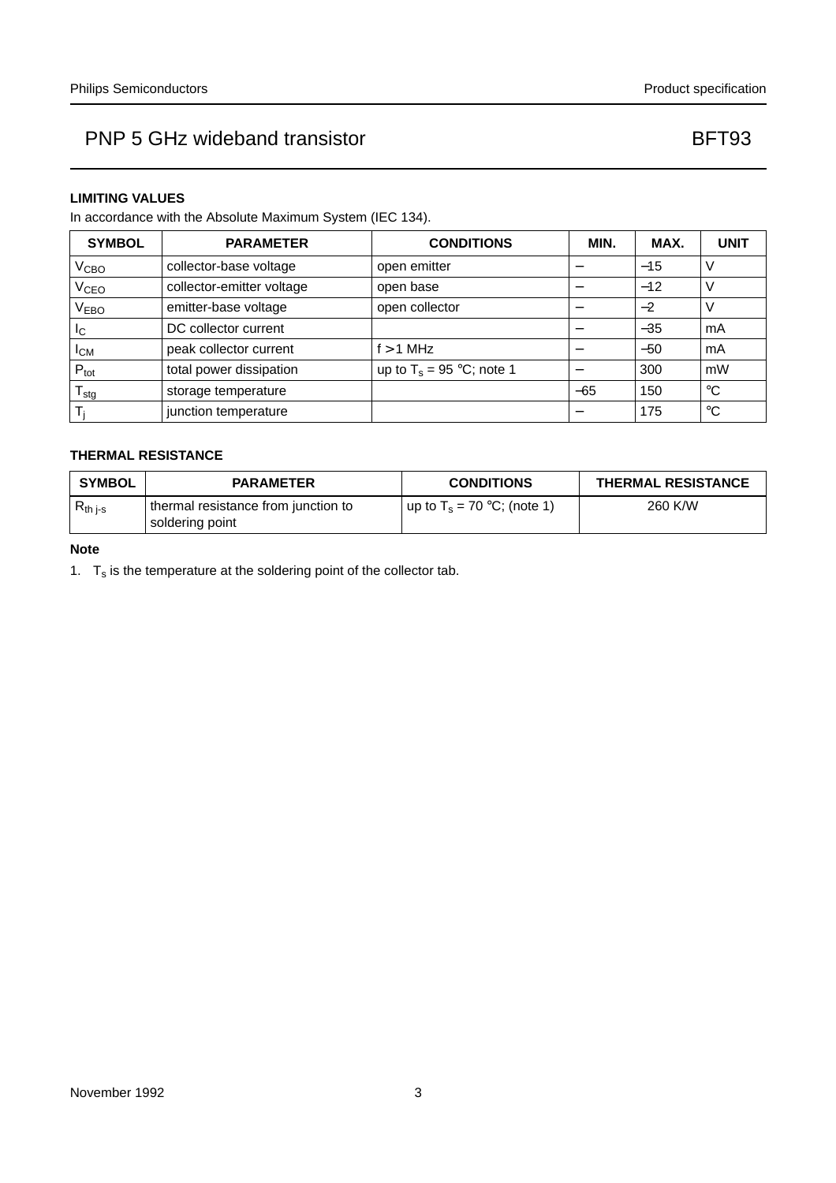## LIMITING VALUES

In accordance with the Absolute Maximum System (IEC 134).

| SYMBOL | PARAMETER | CONDITIONS | MIN. | MAX. | UNIT |
|---|---|---|---|---|---|
| $V_{CBO}$ | collector-base voltage | open emitter | − | −15 | V |
| $V_{CEO}$ | collector-emitter voltage | open base | − | −12 | V |
| $V_{EBO}$ | emitter-base voltage | open collector | − | −2 | V |
| $I_C$ | DC collector current | | − | −35 | mA |
| $I_{CM}$ | peak collector current | f > 1 MHz | − | −50 | mA |
| $P_{tot}$ | total power dissipation | up to $T_s$ = 95 °C; note 1 | − | 300 | mW |
| $T_{stg}$ | storage temperature | | −65 | 150 | °C |
| $T_j$ | junction temperature | | − | 175 | °C |

## THERMAL RESISTANCE

| SYMBOL | PARAMETER | CONDITIONS | THERMAL RESISTANCE |
|---|---|---|---|
| $R_{th\ j\text{-}s}$ | thermal resistance from junction to soldering point | up to $T_s$ = 70 °C; (note 1) | 260 K/W |

### Note

1. $T_s$ is the temperature at the soldering point of the collector tab.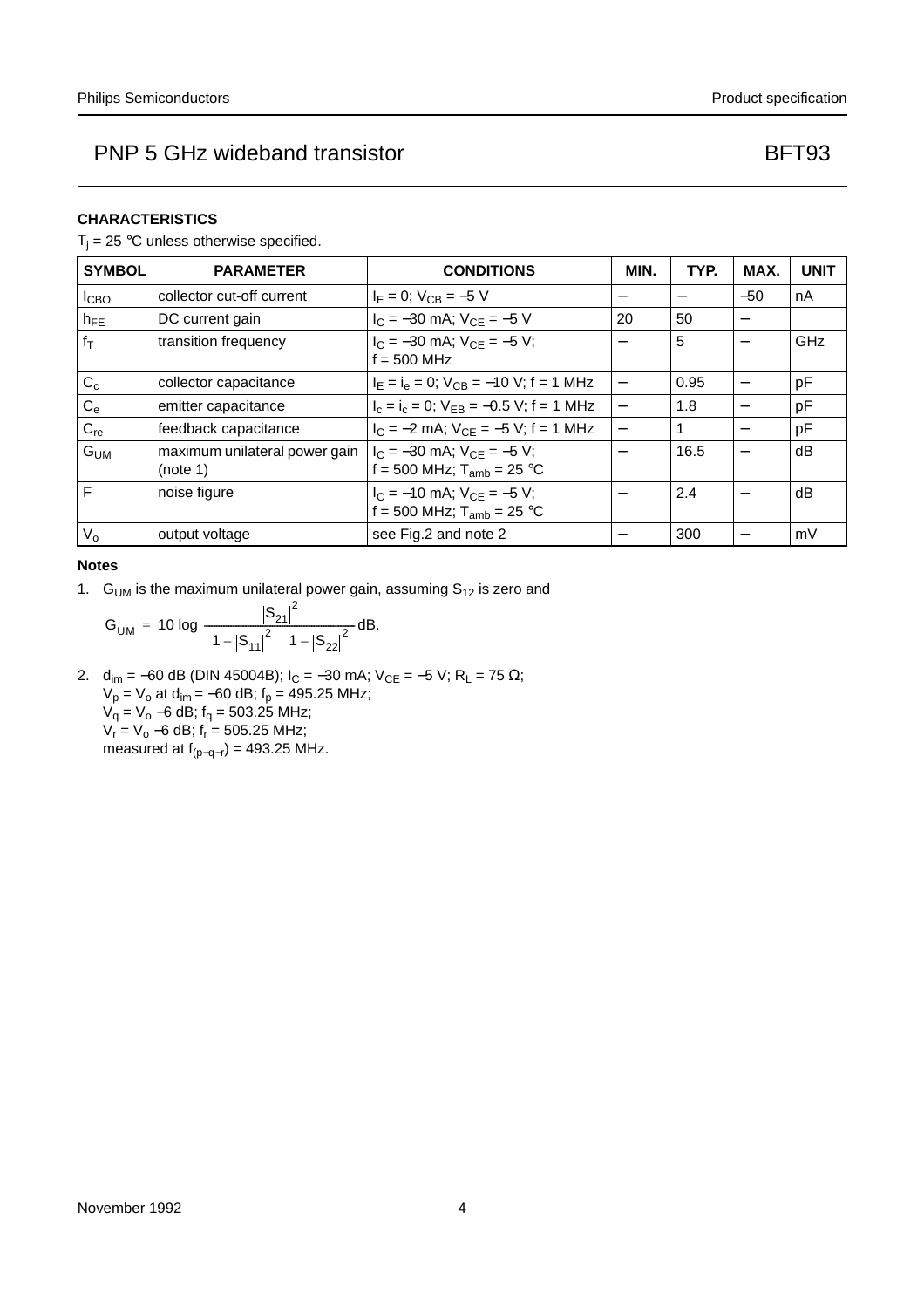## CHARACTERISTICS

$T_j$ = 25 °C unless otherwise specified.

| SYMBOL | PARAMETER | CONDITIONS | MIN. | TYP. | MAX. | UNIT |
|---|---|---|---|---|---|---|
| $I_{CBO}$ | collector cut-off current | $I_E = 0$; $V_{CB} = -5$ V | − | − | −50 | nA |
| $h_{FE}$ | DC current gain | $I_C = -30$ mA; $V_{CE} = -5$ V | 20 | 50 | − | |
| $f_T$ | transition frequency | $I_C = -30$ mA; $V_{CE} = -5$ V; f = 500 MHz | − | 5 | − | GHz |
| $C_c$ | collector capacitance | $I_E = i_e = 0$; $V_{CB} = -10$ V; f = 1 MHz | − | 0.95 | − | pF |
| $C_e$ | emitter capacitance | $I_c = i_c = 0$; $V_{EB} = -0.5$ V; f = 1 MHz | − | 1.8 | − | pF |
| $C_{re}$ | feedback capacitance | $I_C = -2$ mA; $V_{CE} = -5$ V; f = 1 MHz | − | 1 | − | pF |
| $G_{UM}$ | maximum unilateral power gain (note 1) | $I_C = -30$ mA; $V_{CE} = -5$ V; f = 500 MHz; $T_{amb}$ = 25 °C | − | 16.5 | − | dB |
| F | noise figure | $I_C = -10$ mA; $V_{CE} = -5$ V; f = 500 MHz; $T_{amb}$ = 25 °C | − | 2.4 | − | dB |
| $V_o$ | output voltage | see Fig.2 and note 2 | − | 300 | − | mV |

### Notes

1. $G_{UM}$ is the maximum unilateral power gain, assuming $S_{12}$ is zero and

$$G_{UM} = 10 \log \frac{|S_{21}|^2}{\left(1 - |S_{11}|^2\right)\left(1 - |S_{22}|^2\right)} \text{ dB.}$$

2. $d_{im} = -60$ dB (DIN 45004B); $I_C = -30$ mA; $V_{CE} = -5$ V; $R_L = 75\ \Omega$;
   $V_p = V_o$ at $d_{im} = -60$ dB; $f_p$ = 495.25 MHz;
   $V_q = V_o$ −6 dB; $f_q$ = 503.25 MHz;
   $V_r = V_o$ −6 dB; $f_r$ = 505.25 MHz;
   measured at $f_{(p+q-r)}$ = 493.25 MHz.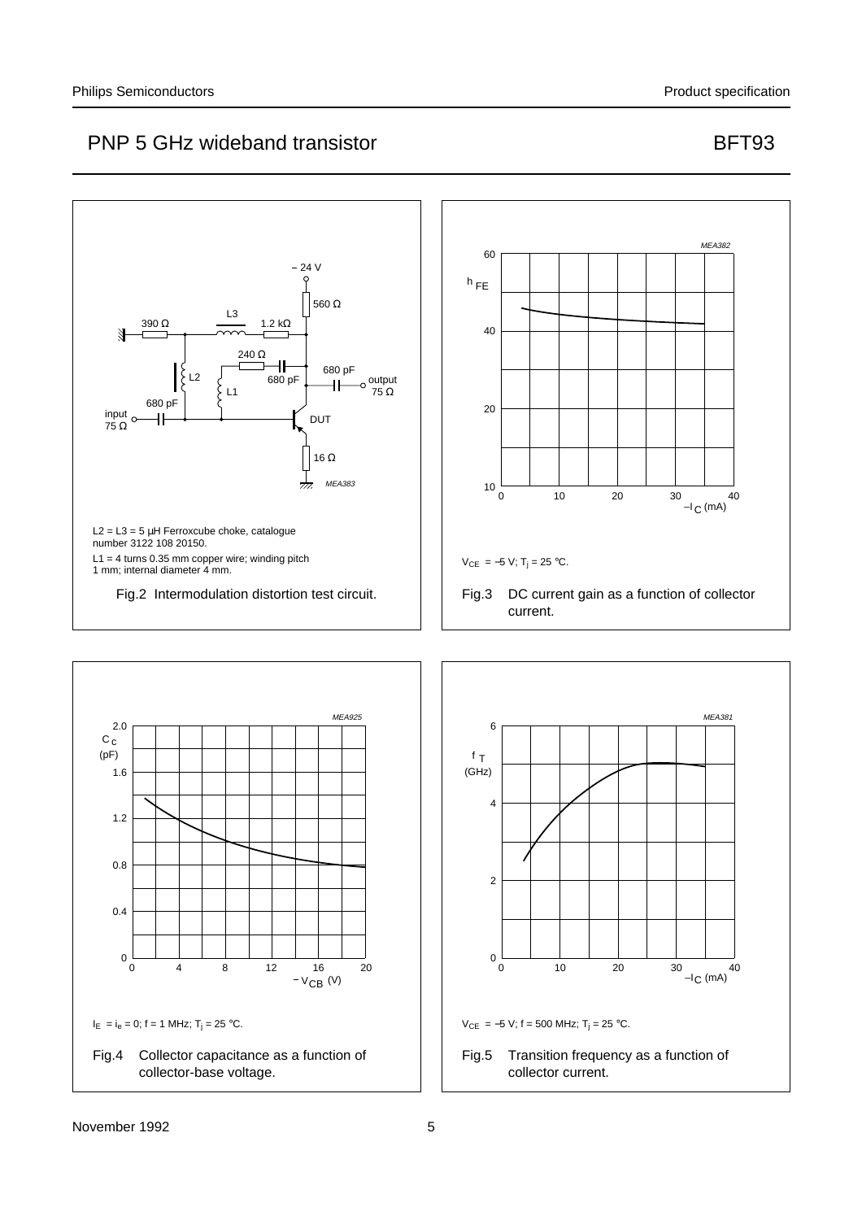− 24 V

560 Ω

390 Ω

L3

1.2 kΩ

240 Ω

680 pF

680 pF

L2

L1

output 75 Ω

680 pF

input 75 Ω

DUT

16 Ω

MEA383

L2 = L3 = 5 μH Ferroxcube choke, catalogue number 3122 108 20150.

L1 = 4 turns 0.35 mm copper wire; winding pitch 1 mm; internal diameter 4 mm.

Fig.2 Intermodulation distortion test circuit.

MEA382

$h_{FE}$

60

40

20

10

0

10

20

30

40

$-I_C$ (mA)

$V_{CE} = -5$ V; $T_j = 25$ °C.

Fig.3 DC current gain as a function of collector current.

MEA925

$C_c$ (pF)

2.0

1.6

1.2

0.8

0.4

0

0

4

8

12

16

20

$-V_{CB}$ (V)

$I_E = i_e = 0$; f = 1 MHz; $T_j = 25$ °C.

Fig.4 Collector capacitance as a function of collector-base voltage.

MEA381

$f_T$ (GHz)

6

4

2

0

0

10

20

30

40

$-I_C$ (mA)

$V_{CE} = -5$ V; f = 500 MHz; $T_j = 25$ °C.

Fig.5 Transition frequency as a function of collector current.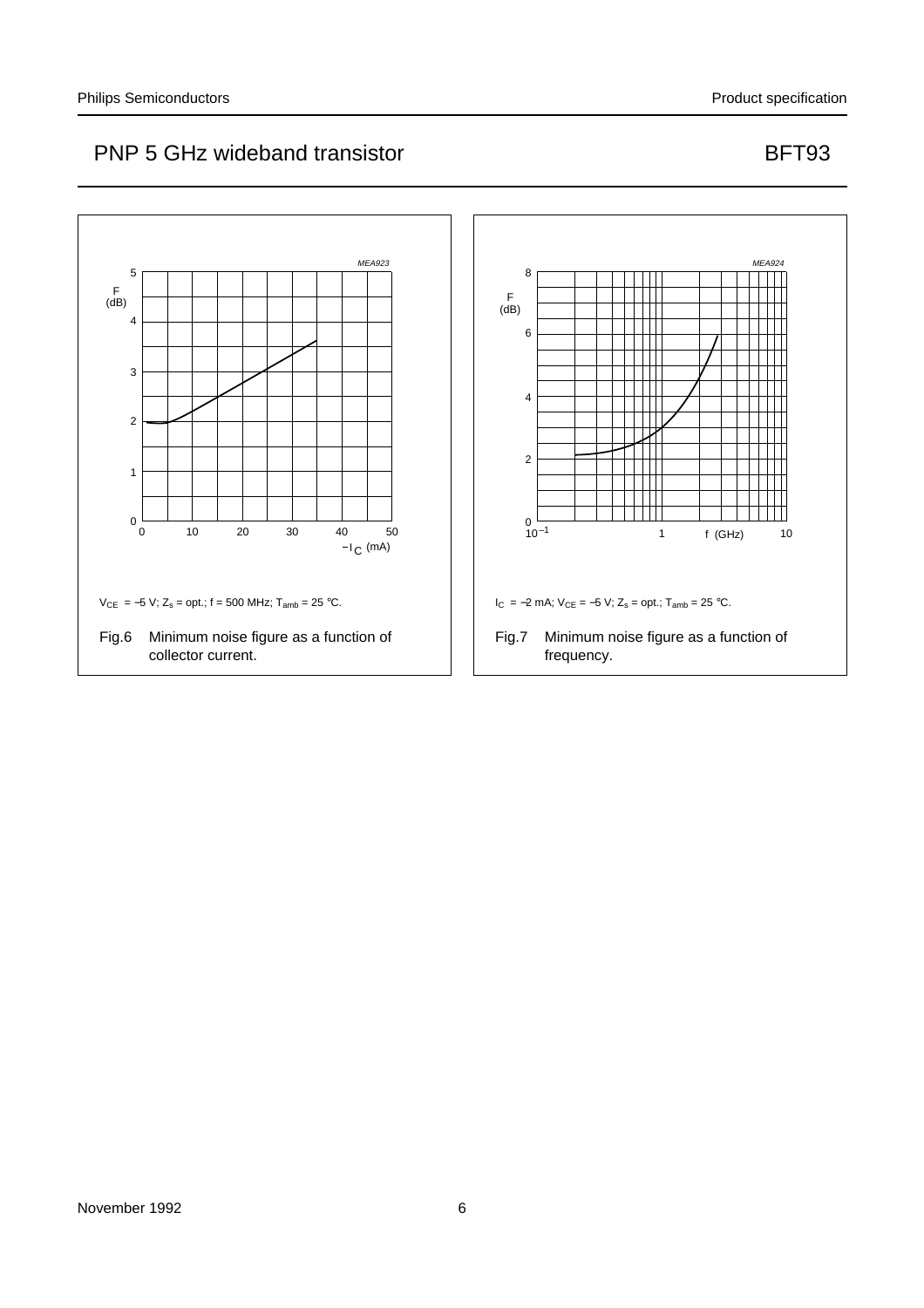MEA923

F (dB)

5
4
3
2
1
0

0 10 20 30 40 50

$-I_C$ (mA)

$V_{CE}$ = −5 V; $Z_s$ = opt.; f = 500 MHz; $T_{amb}$ = 25 °C.

Fig.6 Minimum noise figure as a function of collector current.

MEA924

F (dB)

8
6
4
2
0

$10^{-1}$ 1 f (GHz) 10

$I_C$ = −2 mA; $V_{CE}$ = −5 V; $Z_s$ = opt.; $T_{amb}$ = 25 °C.

Fig.7 Minimum noise figure as a function of frequency.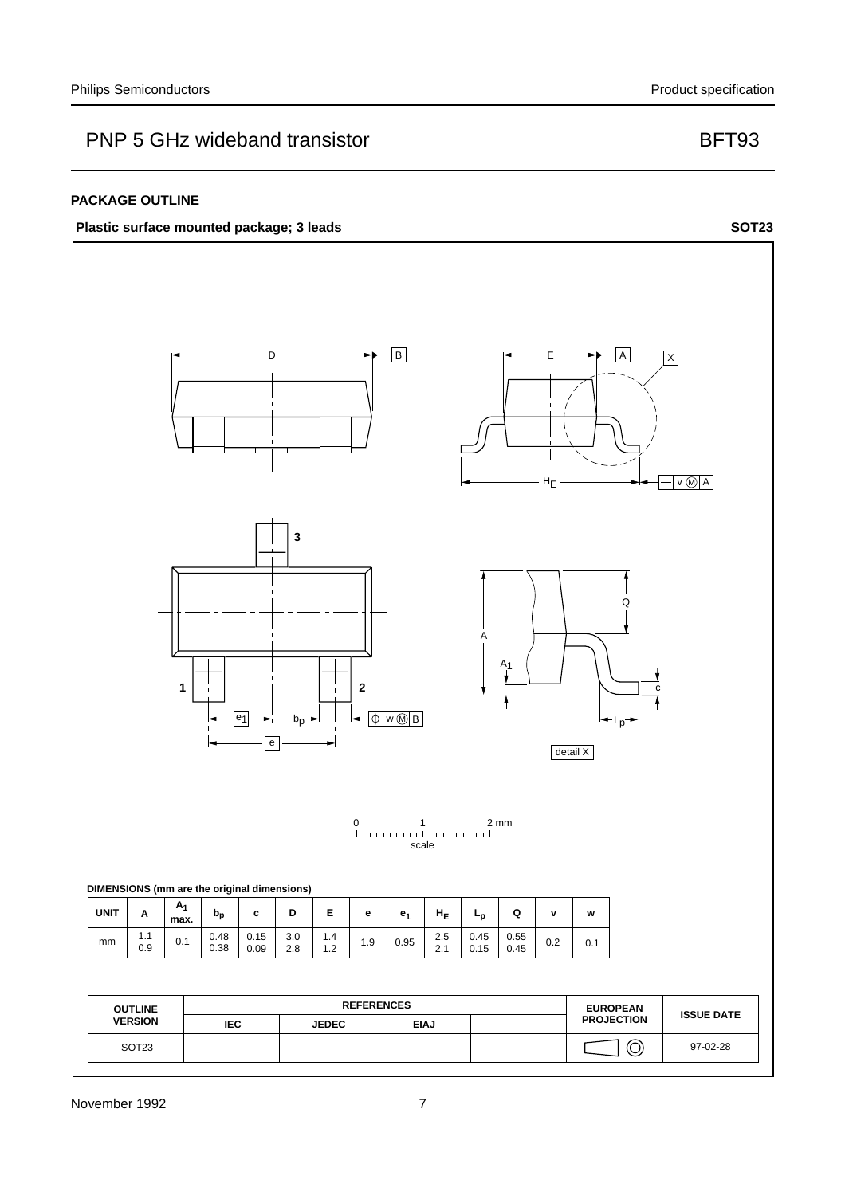## PACKAGE OUTLINE

**Plastic surface mounted package; 3 leads** **SOT23**

D B E A X

$H_E$ v M A

3

1 2

$e_1$ $b_p$ w M B

e

Q

A

$A_1$

c

$L_p$

detail X

0 1 2 mm

scale

**DIMENSIONS (mm are the original dimensions)**

| UNIT | A | $A_1$ max. | $b_p$ | c | D | E | e | $e_1$ | $H_E$ | $L_p$ | Q | v | w |
|---|---|---|---|---|---|---|---|---|---|---|---|---|---|
| mm | 1.1<br>0.9 | 0.1 | 0.48<br>0.38 | 0.15<br>0.09 | 3.0<br>2.8 | 1.4<br>1.2 | 1.9 | 0.95 | 2.5<br>2.1 | 0.45<br>0.15 | 0.55<br>0.45 | 0.2 | 0.1 |

| OUTLINE VERSION | REFERENCES | | | | EUROPEAN PROJECTION | ISSUE DATE |
|---|---|---|---|---|---|---|
| | IEC | JEDEC | EIAJ | | | |
| SOT23 | | | | | | 97-02-28 |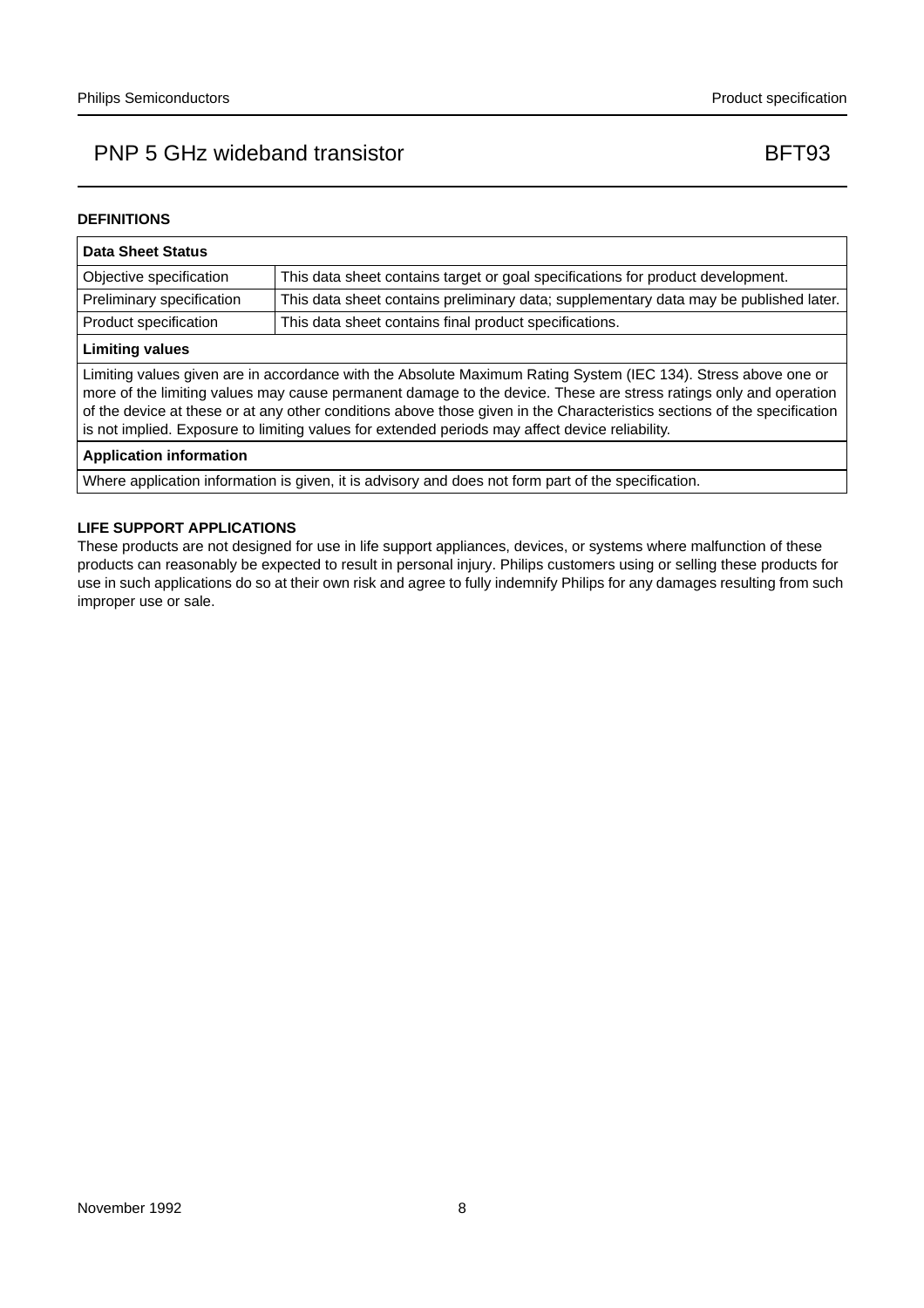## DEFINITIONS

| | |
|---|---|
| **Data Sheet Status** | |
| Objective specification | This data sheet contains target or goal specifications for product development. |
| Preliminary specification | This data sheet contains preliminary data; supplementary data may be published later. |
| Product specification | This data sheet contains final product specifications. |
| **Limiting values** | |
| Limiting values given are in accordance with the Absolute Maximum Rating System (IEC 134). Stress above one or more of the limiting values may cause permanent damage to the device. These are stress ratings only and operation of the device at these or at any other conditions above those given in the Characteristics sections of the specification is not implied. Exposure to limiting values for extended periods may affect device reliability. | |
| **Application information** | |
| Where application information is given, it is advisory and does not form part of the specification. | |

## LIFE SUPPORT APPLICATIONS

These products are not designed for use in life support appliances, devices, or systems where malfunction of these products can reasonably be expected to result in personal injury. Philips customers using or selling these products for use in such applications do so at their own risk and agree to fully indemnify Philips for any damages resulting from such improper use or sale.